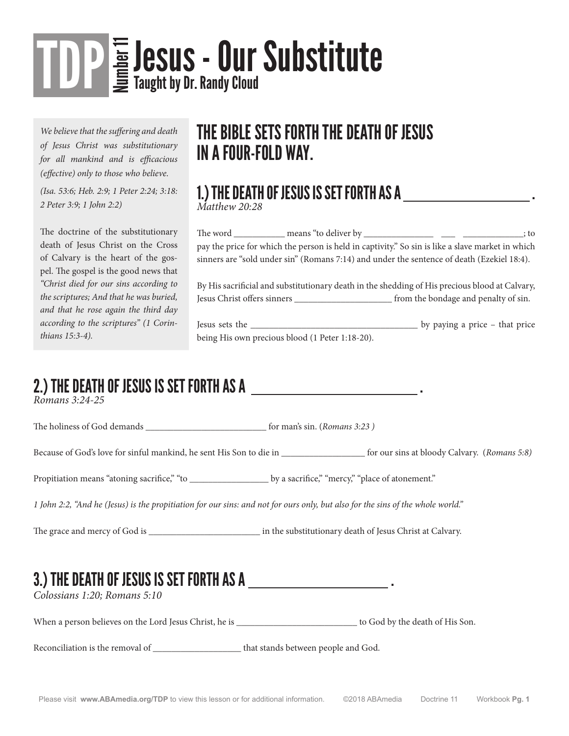# TDP Number 11 Jesus - Our Substitute

**Taught by Dr. Randy Cloud**

*We believe that the suffering and death of Jesus Christ was substitutionary for all mankind and is efficacious (effective) only to those who believe.*

*(Isa. 53:6; Heb. 2:9; 1 Peter 2:24; 3:18: 2 Peter 3:9; 1 John 2:2)*

The doctrine of the substitutionary death of Jesus Christ on the Cross of Calvary is the heart of the gospel. The gospel is the good news that *"Christ died for our sins according to the scriptures; And that he was buried, and that he rose again the third day according to the scriptures" (1 Corinthians 15:3-4).*

## THE BIBLE SETS FORTH THE DEATH OF JESUS IN A FOUR-FOLD WAY.

### 1.) THE DEATH OF JESUS IS SET FORTH AS A ____________________ .

*Matthew 20:28*

The word ___________ means "to deliver by _______________ ___ _____________; to pay the price for which the person is held in captivity." So sin is like a slave market in which sinners are "sold under sin" (Romans 7:14) and under the sentence of death (Ezekiel 18:4).

By His sacrificial and substitutionary death in the shedding of His precious blood at Calvary, Jesus Christ offers sinners _____________________ from the bondage and penalty of sin.

Jesus sets the ____________________________________ by paying a price – that price being His own precious blood (1 Peter 1:18-20).

### 2.) THE DEATH OF JESUS IS SET FORTH AS A ________________________ .

*Romans 3:24-25*

The holiness of God demands __________________________ for man's sin. (*Romans 3:23* )

Because of God's love for sinful mankind, he sent His Son to die in __________________ for our sins at bloody Calvary. (*Romans 5:8)*

Propitiation means "atoning sacrifice," "to _________________ by a sacrifice," "mercy," "place of atonement."

*1 John 2:2, "And he (Jesus) is the propitiation for our sins: and not for ours only, but also for the sins of the whole world."*

The grace and mercy of God is ________________________ in the substitutionary death of Jesus Christ at Calvary.

### 3.) THE DEATH OF JESUS IS SET FORTH AS A _____________________ .

*Colossians 1:20; Romans 5:10*

When a person believes on the Lord Jesus Christ, he is __________________________ to God by the death of His Son.

Reconciliation is the removal of ___________________ that stands between people and God.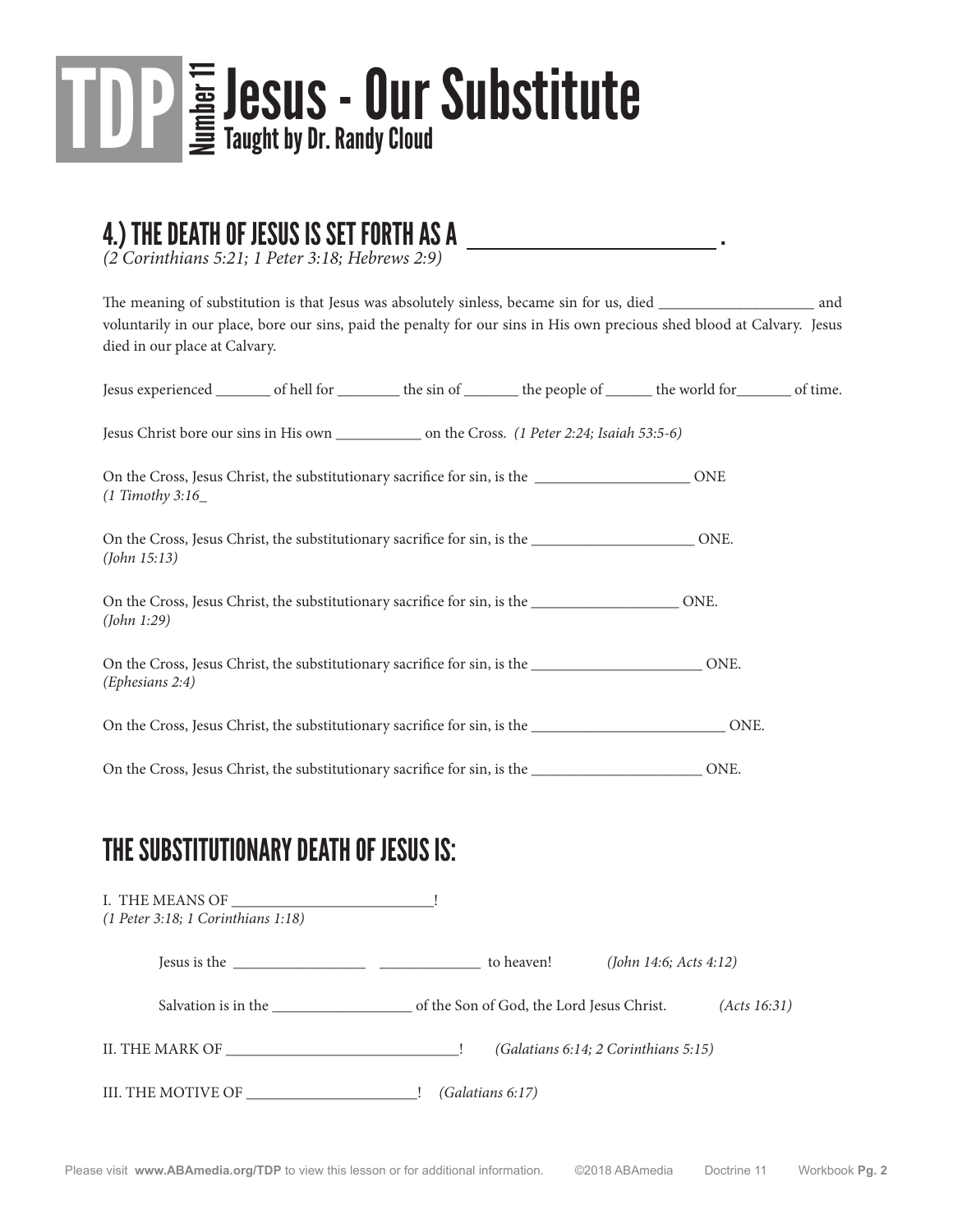# TDP Number 11 Jesus - Our Substitute

Taught by Dr. Randy Cloud

## 4.) THE DEATH OF JESUS IS SET FORTH AS A ______________________ .

*(2 Corinthians 5:21; 1 Peter 3:18; Hebrews 2:9)*

The meaning of substitution is that Jesus was absolutely sinless, became sin for us, died ____________________ and voluntarily in our place, bore our sins, paid the penalty for our sins in His own precious shed blood at Calvary. Jesus died in our place at Calvary.

Jesus experienced _______ of hell for ________ the sin of _______ the people of ______ the world for_______ of time.

Jesus Christ bore our sins in His own ___________ on the Cross. *(1 Peter 2:24; Isaiah 53:5-6)*

On the Cross, Jesus Christ, the substitutionary sacrifice for sin, is the ____________________ ONE
*(1 Timothy 3:16_*

On the Cross, Jesus Christ, the substitutionary sacrifice for sin, is the _____________________ ONE.
*(John 15:13)*

On the Cross, Jesus Christ, the substitutionary sacrifice for sin, is the ___________________ ONE.
*(John 1:29)*

On the Cross, Jesus Christ, the substitutionary sacrifice for sin, is the ______________________ ONE.
*(Ephesians 2:4)*

On the Cross, Jesus Christ, the substitutionary sacrifice for sin, is the _________________________ ONE.

On the Cross, Jesus Christ, the substitutionary sacrifice for sin, is the ______________________ ONE.

## THE SUBSTITUTIONARY DEATH OF JESUS IS:

I. THE MEANS OF __________________________!
*(1 Peter 3:18; 1 Corinthians 1:18)*

Jesus is the _________________ _____________ to heaven! *(John 14:6; Acts 4:12)*

Salvation is in the __________________ of the Son of God, the Lord Jesus Christ. *(Acts 16:31)*

II. THE MARK OF ______________________________! *(Galatians 6:14; 2 Corinthians 5:15)*

III. THE MOTIVE OF ______________________! *(Galatians 6:17)*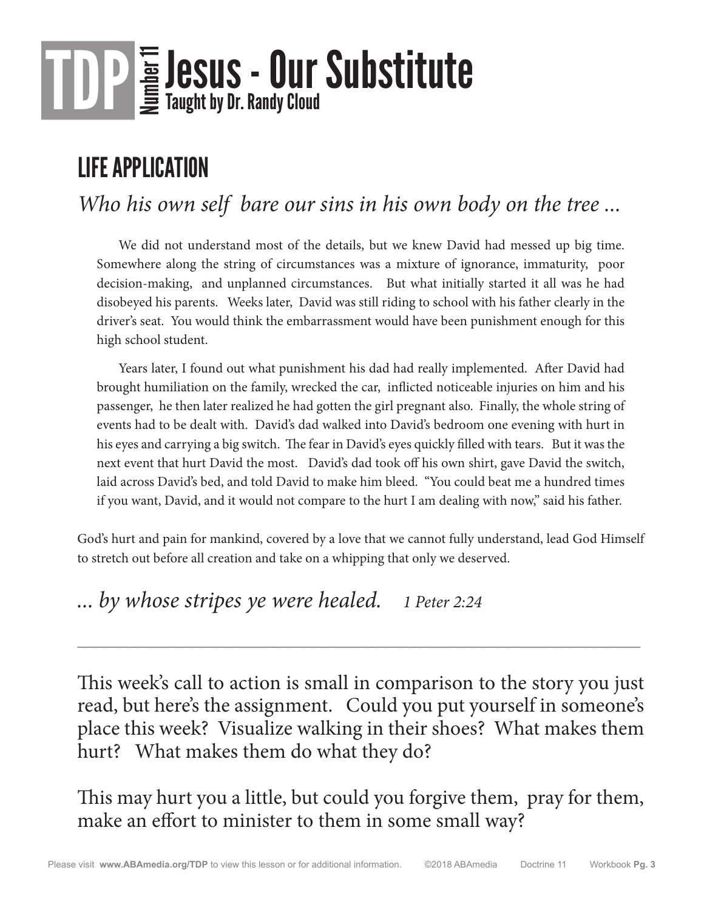# TDP Number 11 Jesus - Our Substitute

Taught by Dr. Randy Cloud

## LIFE APPLICATION

*Who his own self bare our sins in his own body on the tree ...*

We did not understand most of the details, but we knew David had messed up big time. Somewhere along the string of circumstances was a mixture of ignorance, immaturity, poor decision-making, and unplanned circumstances. But what initially started it all was he had disobeyed his parents. Weeks later, David was still riding to school with his father clearly in the driver's seat. You would think the embarrassment would have been punishment enough for this high school student.

Years later, I found out what punishment his dad had really implemented. After David had brought humiliation on the family, wrecked the car, inflicted noticeable injuries on him and his passenger, he then later realized he had gotten the girl pregnant also. Finally, the whole string of events had to be dealt with. David's dad walked into David's bedroom one evening with hurt in his eyes and carrying a big switch. The fear in David's eyes quickly filled with tears. But it was the next event that hurt David the most. David's dad took off his own shirt, gave David the switch, laid across David's bed, and told David to make him bleed. "You could beat me a hundred times if you want, David, and it would not compare to the hurt I am dealing with now," said his father.

God's hurt and pain for mankind, covered by a love that we cannot fully understand, lead God Himself to stretch out before all creation and take on a whipping that only we deserved.

*... by whose stripes ye were healed.* *1 Peter 2:24*

---

This week's call to action is small in comparison to the story you just read, but here's the assignment. Could you put yourself in someone's place this week? Visualize walking in their shoes? What makes them hurt? What makes them do what they do?

This may hurt you a little, but could you forgive them, pray for them, make an effort to minister to them in some small way?